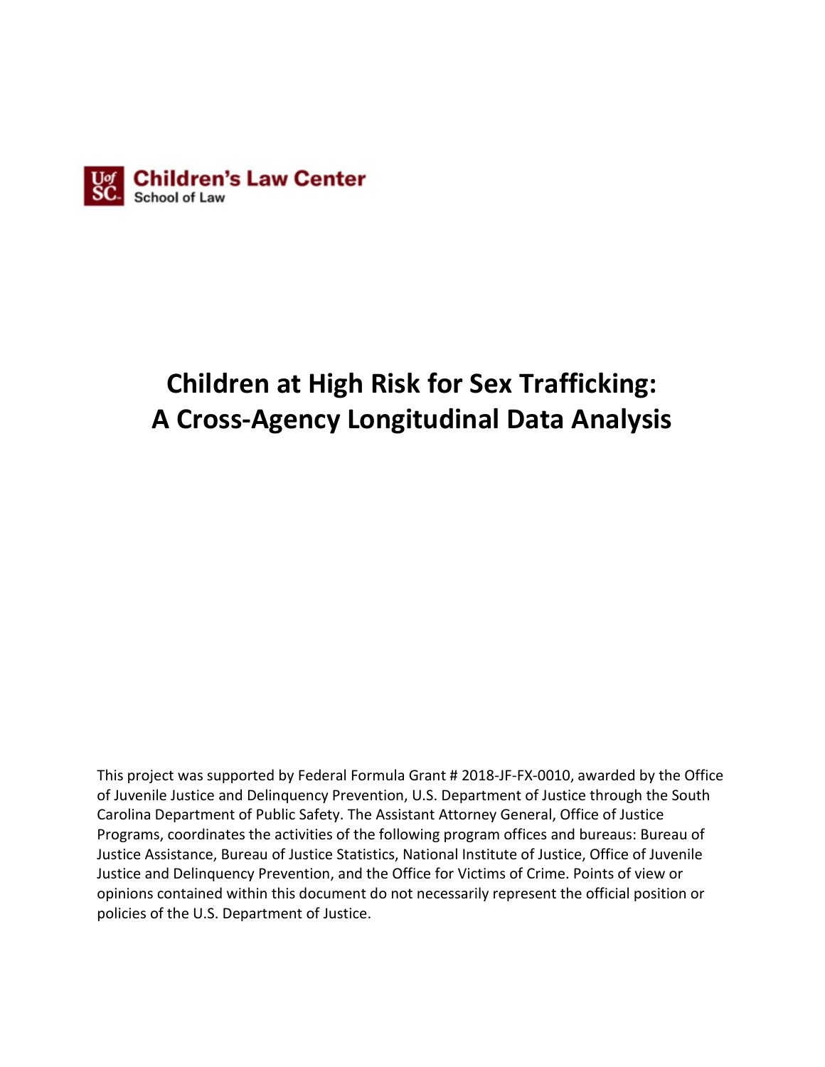Children's Law Center
School of Law

# Children at High Risk for Sex Trafficking: A Cross-Agency Longitudinal Data Analysis

This project was supported by Federal Formula Grant # 2018-JF-FX-0010, awarded by the Office of Juvenile Justice and Delinquency Prevention, U.S. Department of Justice through the South Carolina Department of Public Safety. The Assistant Attorney General, Office of Justice Programs, coordinates the activities of the following program offices and bureaus: Bureau of Justice Assistance, Bureau of Justice Statistics, National Institute of Justice, Office of Juvenile Justice and Delinquency Prevention, and the Office for Victims of Crime. Points of view or opinions contained within this document do not necessarily represent the official position or policies of the U.S. Department of Justice.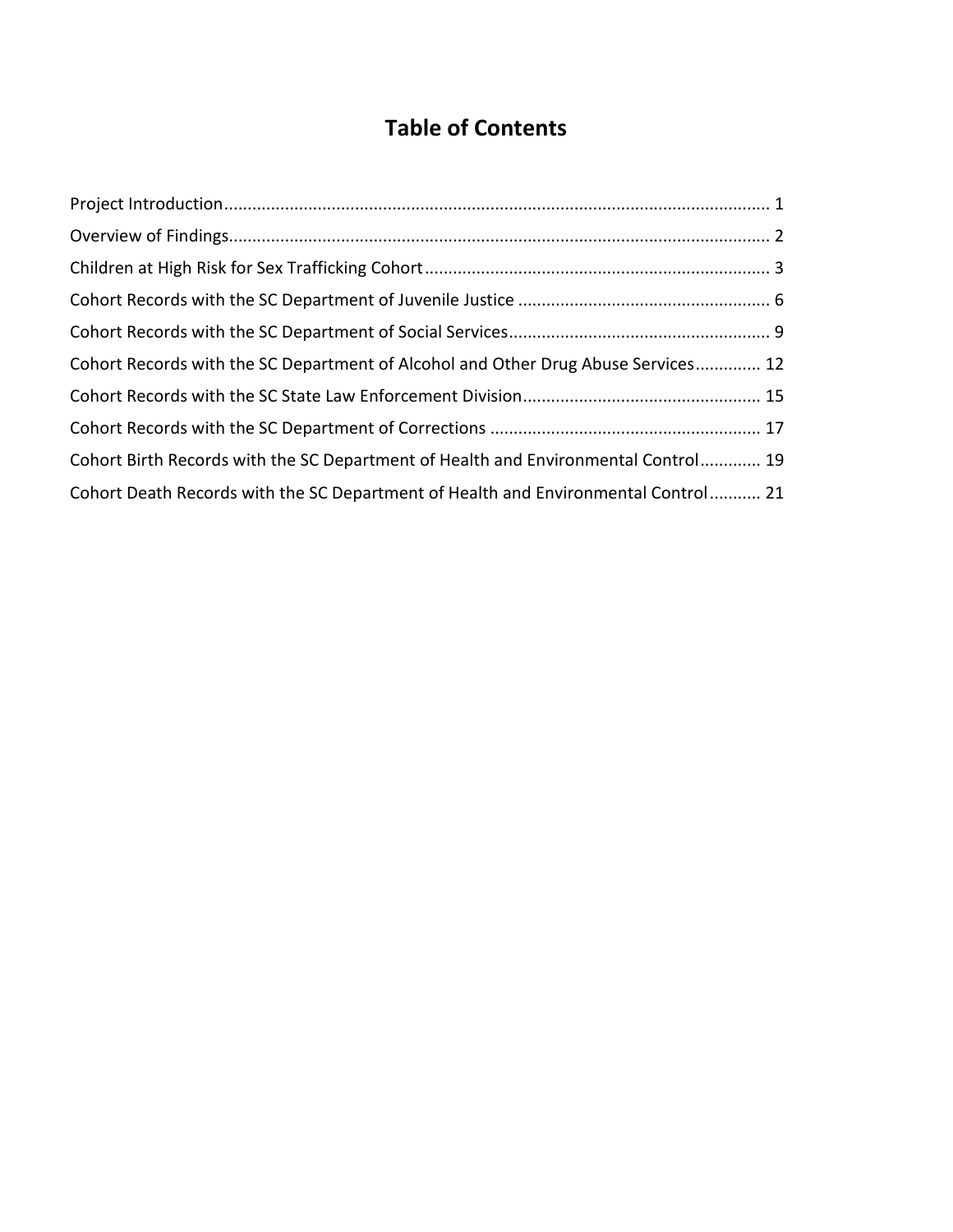# Table of Contents

Project Introduction.................................................................................................................... 1

Overview of Findings................................................................................................................... 2

Children at High Risk for Sex Trafficking Cohort......................................................................... 3

Cohort Records with the SC Department of Juvenile Justice ..................................................... 6

Cohort Records with the SC Department of Social Services....................................................... 9

Cohort Records with the SC Department of Alcohol and Other Drug Abuse Services............. 12

Cohort Records with the SC State Law Enforcement Division.................................................. 15

Cohort Records with the SC Department of Corrections ......................................................... 17

Cohort Birth Records with the SC Department of Health and Environmental Control............ 19

Cohort Death Records with the SC Department of Health and Environmental Control........... 21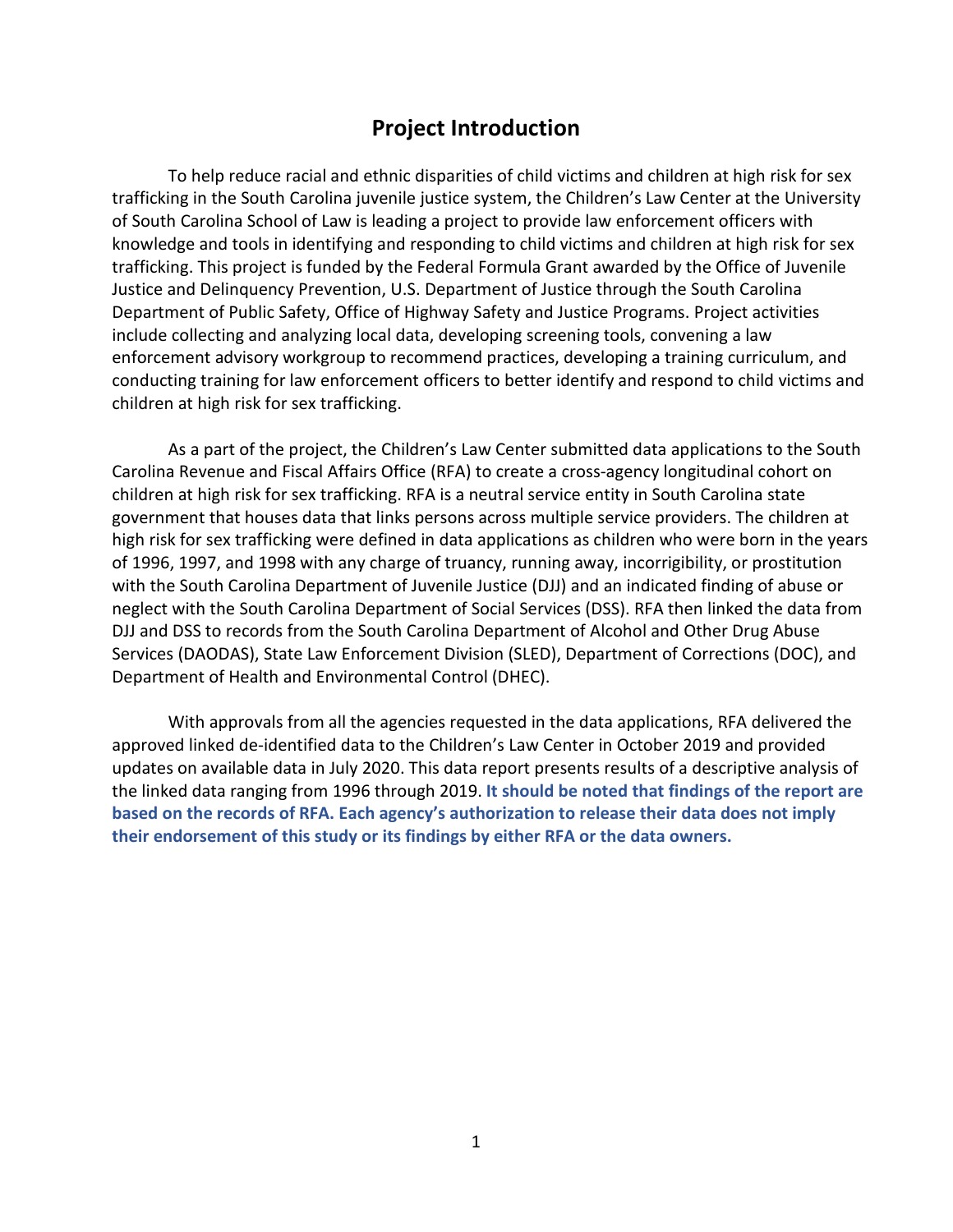## Project Introduction

To help reduce racial and ethnic disparities of child victims and children at high risk for sex trafficking in the South Carolina juvenile justice system, the Children's Law Center at the University of South Carolina School of Law is leading a project to provide law enforcement officers with knowledge and tools in identifying and responding to child victims and children at high risk for sex trafficking. This project is funded by the Federal Formula Grant awarded by the Office of Juvenile Justice and Delinquency Prevention, U.S. Department of Justice through the South Carolina Department of Public Safety, Office of Highway Safety and Justice Programs. Project activities include collecting and analyzing local data, developing screening tools, convening a law enforcement advisory workgroup to recommend practices, developing a training curriculum, and conducting training for law enforcement officers to better identify and respond to child victims and children at high risk for sex trafficking.

As a part of the project, the Children's Law Center submitted data applications to the South Carolina Revenue and Fiscal Affairs Office (RFA) to create a cross-agency longitudinal cohort on children at high risk for sex trafficking. RFA is a neutral service entity in South Carolina state government that houses data that links persons across multiple service providers. The children at high risk for sex trafficking were defined in data applications as children who were born in the years of 1996, 1997, and 1998 with any charge of truancy, running away, incorrigibility, or prostitution with the South Carolina Department of Juvenile Justice (DJJ) and an indicated finding of abuse or neglect with the South Carolina Department of Social Services (DSS). RFA then linked the data from DJJ and DSS to records from the South Carolina Department of Alcohol and Other Drug Abuse Services (DAODAS), State Law Enforcement Division (SLED), Department of Corrections (DOC), and Department of Health and Environmental Control (DHEC).

With approvals from all the agencies requested in the data applications, RFA delivered the approved linked de-identified data to the Children's Law Center in October 2019 and provided updates on available data in July 2020. This data report presents results of a descriptive analysis of the linked data ranging from 1996 through 2019. **It should be noted that findings of the report are based on the records of RFA. Each agency's authorization to release their data does not imply their endorsement of this study or its findings by either RFA or the data owners.**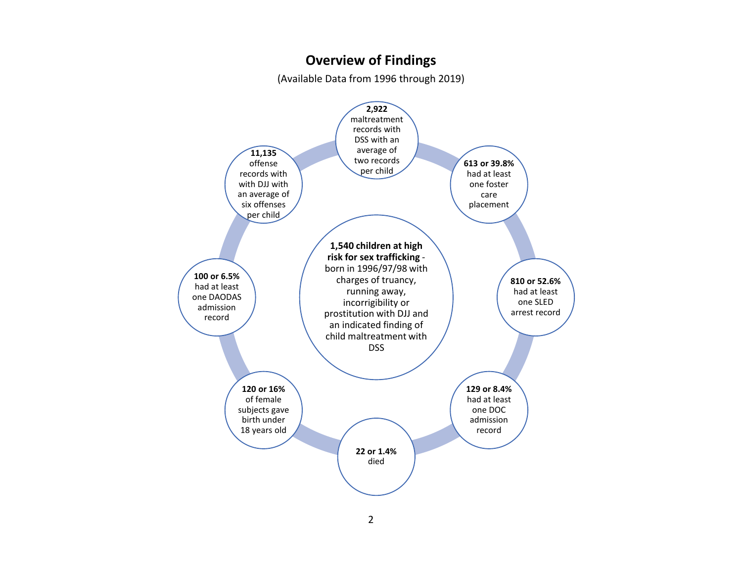## Overview of Findings

(Available Data from 1996 through 2019)

**1,540 children at high risk for sex trafficking** - born in 1996/97/98 with charges of truancy, running away, incorrigibility or prostitution with DJJ and an indicated finding of child maltreatment with DSS

- **2,922** maltreatment records with DSS with an average of two records per child
- **613 or 39.8%** had at least one foster care placement
- **810 or 52.6%** had at least one SLED arrest record
- **129 or 8.4%** had at least one DOC admission record
- **22 or 1.4%** died
- **120 or 16%** of female subjects gave birth under 18 years old
- **100 or 6.5%** had at least one DAODAS admission record
- **11,135** offense records with with DJJ with an average of six offenses per child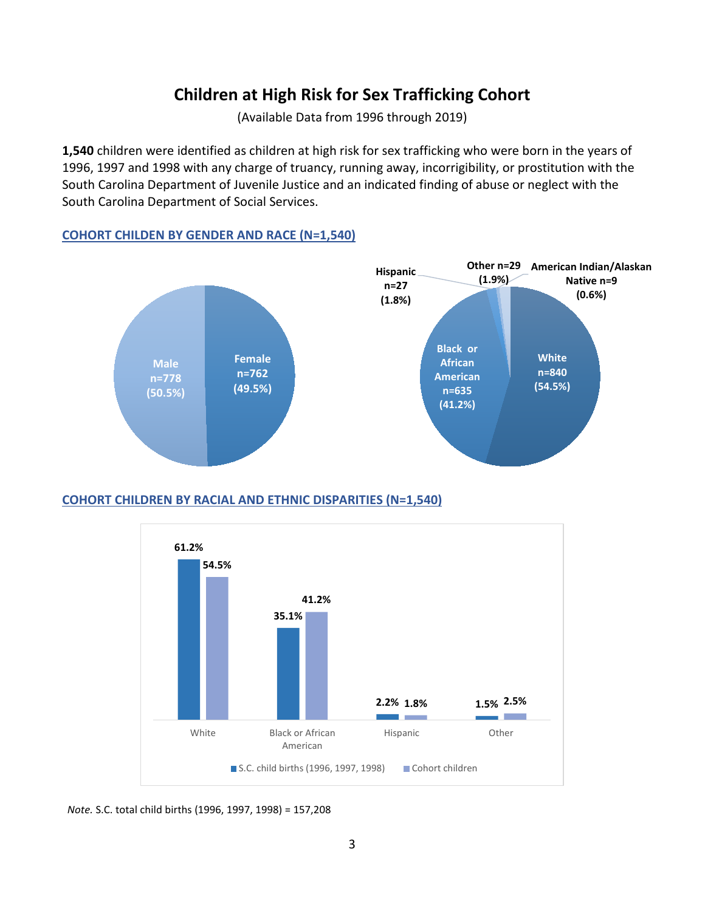# Children at High Risk for Sex Trafficking Cohort

(Available Data from 1996 through 2019)

**1,540** children were identified as children at high risk for sex trafficking who were born in the years of 1996, 1997 and 1998 with any charge of truancy, running away, incorrigibility, or prostitution with the South Carolina Department of Juvenile Justice and an indicated finding of abuse or neglect with the South Carolina Department of Social Services.

## COHORT CHILDEN BY GENDER AND RACE (N=1,540)

| Gender | n | % |
|---|---|---|
| Male | 778 | 50.5% |
| Female | 762 | 49.5% |

| Race | n | % |
|---|---|---|
| White | 840 | 54.5% |
| Black or African American | 635 | 41.2% |
| Hispanic | 27 | 1.8% |
| Other | 29 | 1.9% |
| American Indian/Alaskan Native | 9 | 0.6% |

## COHORT CHILDEN BY RACIAL AND ETHNIC DISPARITIES (N=1,540)

| | S.C. child births (1996, 1997, 1998) | Cohort children |
|---|---|---|
| White | 61.2% | 54.5% |
| Black or African American | 35.1% | 41.2% |
| Hispanic | 2.2% | 1.8% |
| Other | 1.5% | 2.5% |

*Note.* S.C. total child births (1996, 1997, 1998) = 157,208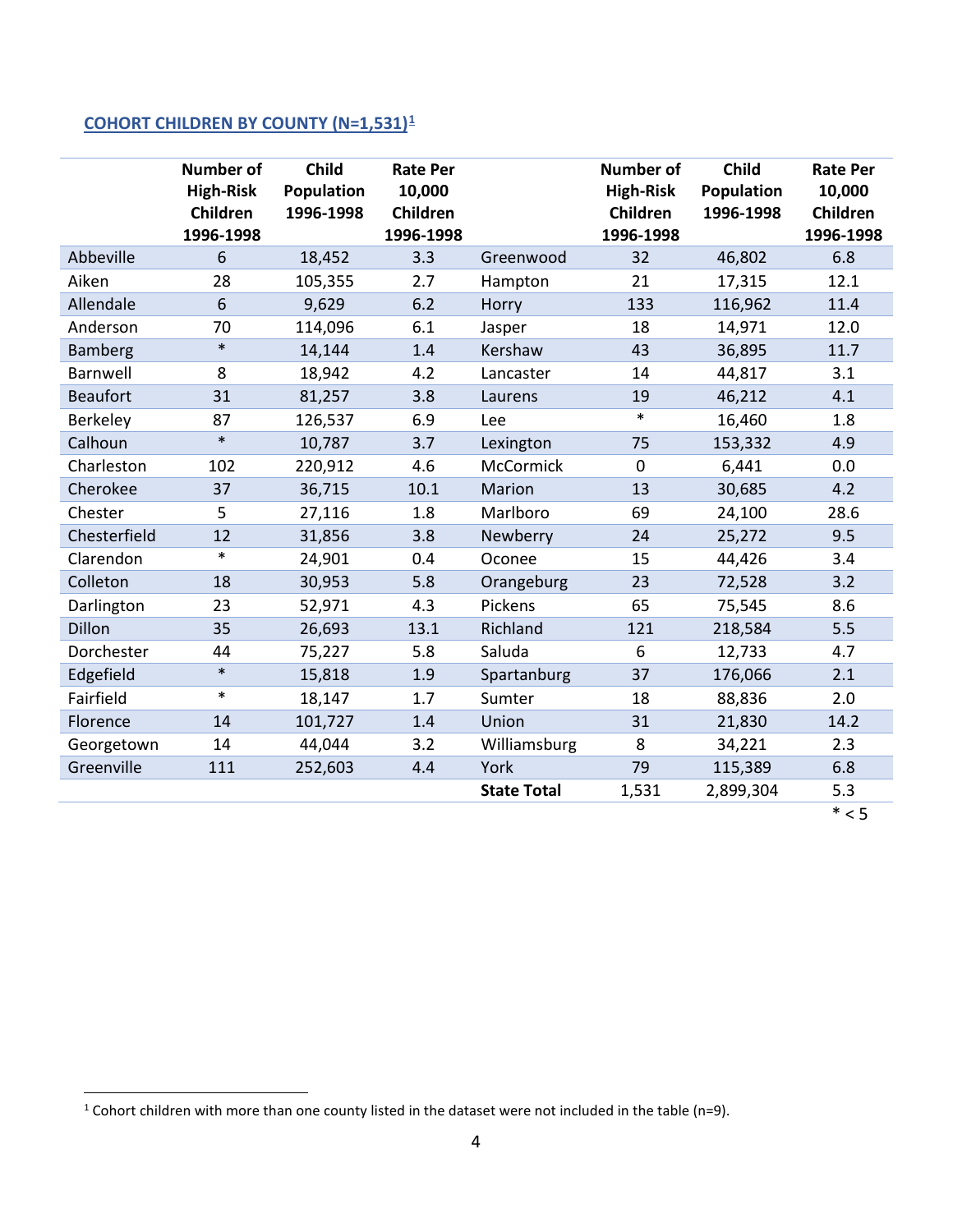## COHORT CHILDREN BY COUNTY (N=1,531)[1]

| | Number of High-Risk Children 1996-1998 | Child Population 1996-1998 | Rate Per 10,000 Children 1996-1998 | | Number of High-Risk Children 1996-1998 | Child Population 1996-1998 | Rate Per 10,000 Children 1996-1998 |
|---|---|---|---|---|---|---|---|
| Abbeville | 6 | 18,452 | 3.3 | Greenwood | 32 | 46,802 | 6.8 |
| Aiken | 28 | 105,355 | 2.7 | Hampton | 21 | 17,315 | 12.1 |
| Allendale | 6 | 9,629 | 6.2 | Horry | 133 | 116,962 | 11.4 |
| Anderson | 70 | 114,096 | 6.1 | Jasper | 18 | 14,971 | 12.0 |
| Bamberg | * | 14,144 | 1.4 | Kershaw | 43 | 36,895 | 11.7 |
| Barnwell | 8 | 18,942 | 4.2 | Lancaster | 14 | 44,817 | 3.1 |
| Beaufort | 31 | 81,257 | 3.8 | Laurens | 19 | 46,212 | 4.1 |
| Berkeley | 87 | 126,537 | 6.9 | Lee | * | 16,460 | 1.8 |
| Calhoun | * | 10,787 | 3.7 | Lexington | 75 | 153,332 | 4.9 |
| Charleston | 102 | 220,912 | 4.6 | McCormick | 0 | 6,441 | 0.0 |
| Cherokee | 37 | 36,715 | 10.1 | Marion | 13 | 30,685 | 4.2 |
| Chester | 5 | 27,116 | 1.8 | Marlboro | 69 | 24,100 | 28.6 |
| Chesterfield | 12 | 31,856 | 3.8 | Newberry | 24 | 25,272 | 9.5 |
| Clarendon | * | 24,901 | 0.4 | Oconee | 15 | 44,426 | 3.4 |
| Colleton | 18 | 30,953 | 5.8 | Orangeburg | 23 | 72,528 | 3.2 |
| Darlington | 23 | 52,971 | 4.3 | Pickens | 65 | 75,545 | 8.6 |
| Dillon | 35 | 26,693 | 13.1 | Richland | 121 | 218,584 | 5.5 |
| Dorchester | 44 | 75,227 | 5.8 | Saluda | 6 | 12,733 | 4.7 |
| Edgefield | * | 15,818 | 1.9 | Spartanburg | 37 | 176,066 | 2.1 |
| Fairfield | * | 18,147 | 1.7 | Sumter | 18 | 88,836 | 2.0 |
| Florence | 14 | 101,727 | 1.4 | Union | 31 | 21,830 | 14.2 |
| Georgetown | 14 | 44,044 | 3.2 | Williamsburg | 8 | 34,221 | 2.3 |
| Greenville | 111 | 252,603 | 4.4 | York | 79 | 115,389 | 6.8 |
| | | | | **State Total** | 1,531 | 2,899,304 | 5.3 |

* < 5

[1] Cohort children with more than one county listed in the dataset were not included in the table (n=9).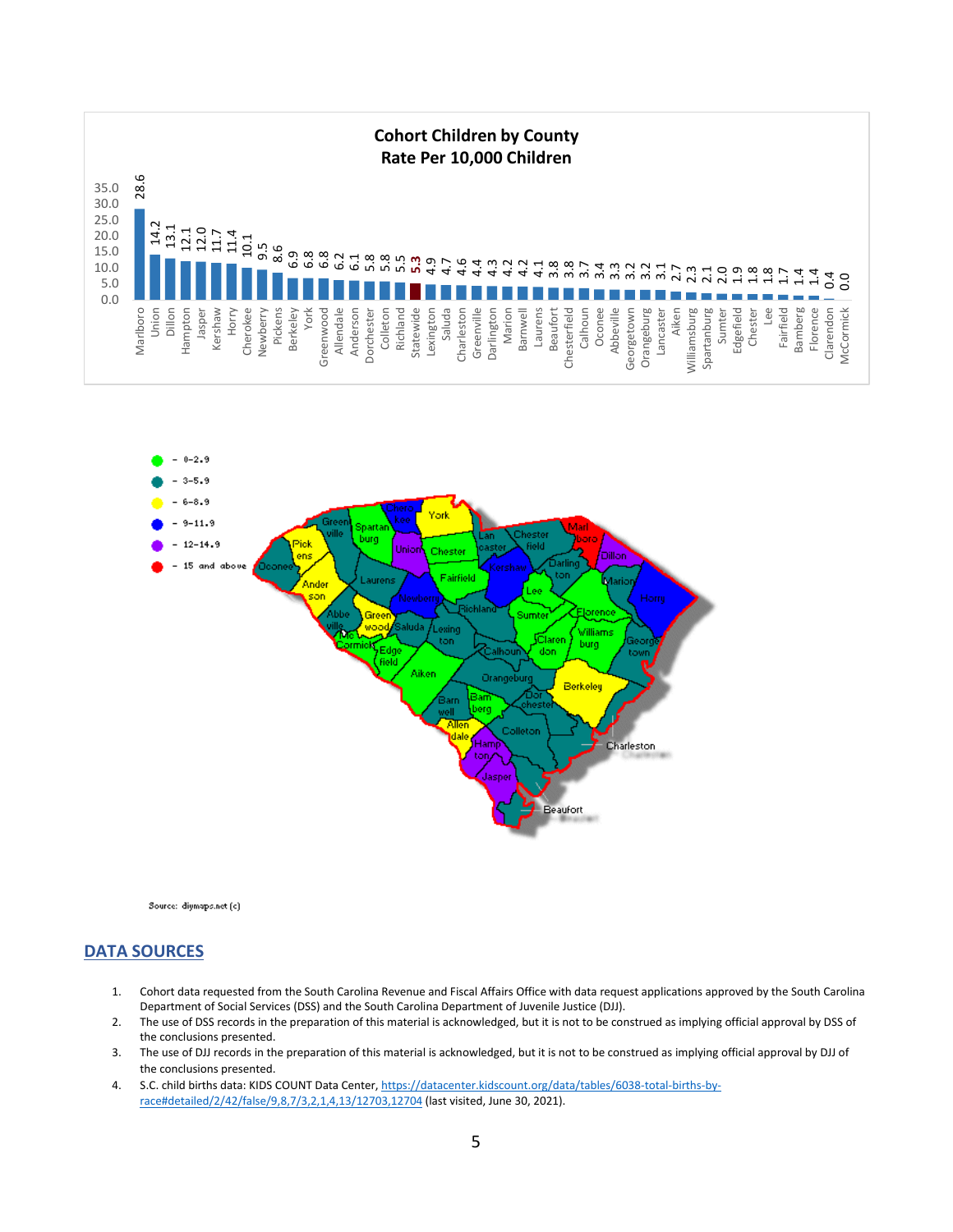**Cohort Children by County**
**Rate Per 10,000 Children**

| County | Rate |
|---|---|
| Marlboro | 28.6 |
| Union | 14.2 |
| Dillon | 13.1 |
| Hampton | 12.1 |
| Jasper | 12.0 |
| Kershaw | 11.7 |
| Horry | 11.4 |
| Cherokee | 10.1 |
| Newberry | 9.5 |
| Pickens | 8.6 |
| Berkeley | 6.9 |
| York | 6.8 |
| Greenwood | 6.8 |
| Allendale | 6.2 |
| Anderson | 6.1 |
| Dorchester | 5.8 |
| Colleton | 5.8 |
| Richland | 5.5 |
| Statewide | 5.3 |
| Lexington | 4.9 |
| Saluda | 4.7 |
| Charleston | 4.6 |
| Greenville | 4.4 |
| Darlington | 4.3 |
| Marion | 4.2 |
| Barnwell | 4.2 |
| Laurens | 4.1 |
| Beaufort | 3.8 |
| Chesterfield | 3.8 |
| Calhoun | 3.7 |
| Oconee | 3.4 |
| Abbeville | 3.3 |
| Georgetown | 3.2 |
| Orangeburg | 3.2 |
| Lancaster | 3.1 |
| Aiken | 2.7 |
| Williamsburg | 2.3 |
| Spartanburg | 2.1 |
| Sumter | 2.0 |
| Edgefield | 1.9 |
| Chester | 1.8 |
| Lee | 1.8 |
| Fairfield | 1.7 |
| Bamberg | 1.4 |
| Florence | 1.4 |
| Clarendon | 0.4 |
| McCormick | 0.0 |

- 0-2.9
- 3-5.9
- 6-8.9
- 9-11.9
- 12-14.9
- 15 and above

Source: diymaps.net (c)

## DATA SOURCES

1. Cohort data requested from the South Carolina Revenue and Fiscal Affairs Office with data request applications approved by the South Carolina Department of Social Services (DSS) and the South Carolina Department of Juvenile Justice (DJJ).
2. The use of DSS records in the preparation of this material is acknowledged, but it is not to be construed as implying official approval by DSS of the conclusions presented.
3. The use of DJJ records in the preparation of this material is acknowledged, but it is not to be construed as implying official approval by DJJ of the conclusions presented.
4. S.C. child births data: KIDS COUNT Data Center, https://datacenter.kidscount.org/data/tables/6038-total-births-by-race#detailed/2/42/false/9,8,7/3,2,1,4,13/12703,12704 (last visited, June 30, 2021).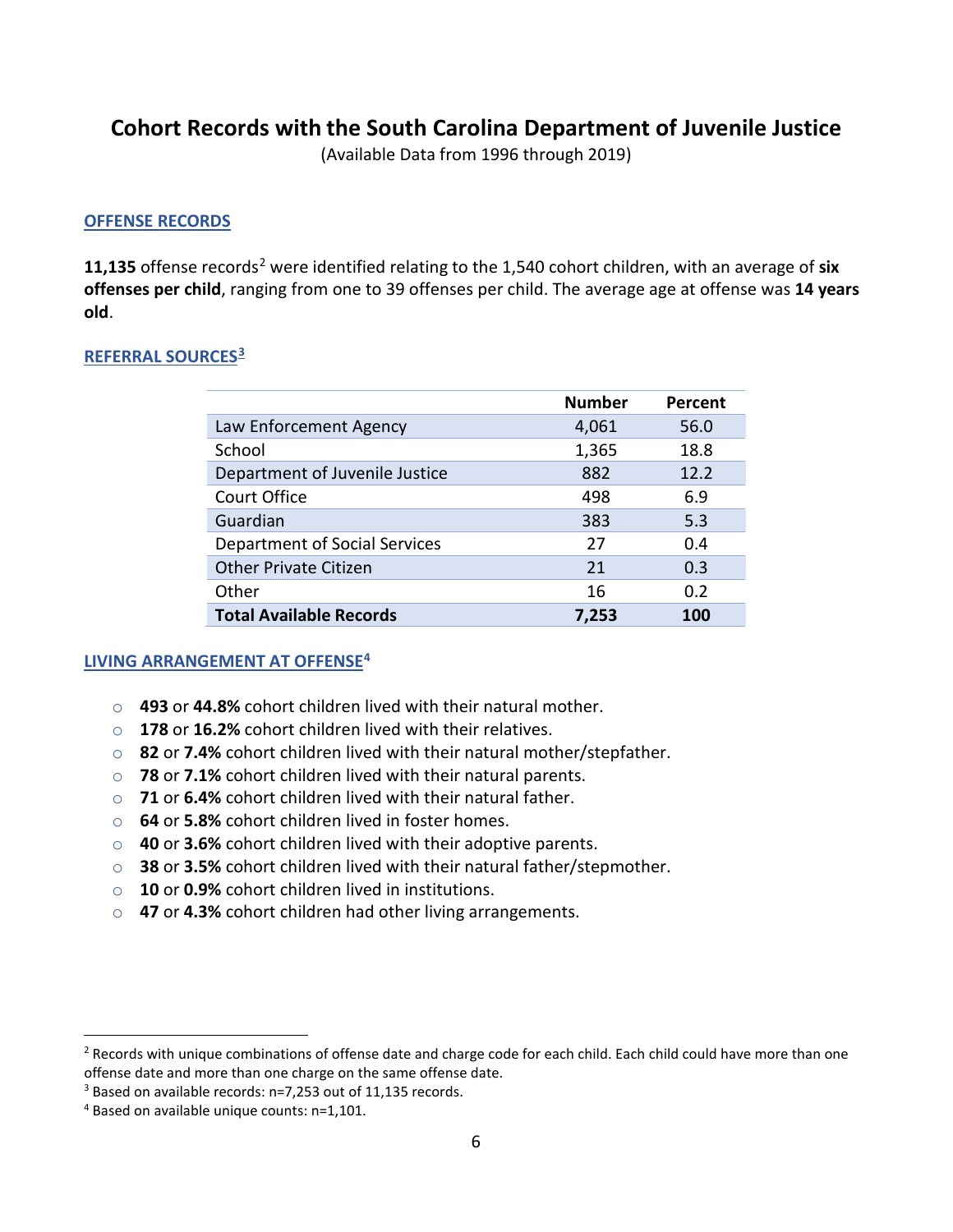# Cohort Records with the South Carolina Department of Juvenile Justice

(Available Data from 1996 through 2019)

## OFFENSE RECORDS

**11,135** offense records[2] were identified relating to the 1,540 cohort children, with an average of **six offenses per child**, ranging from one to 39 offenses per child. The average age at offense was **14 years old**.

## REFERRAL SOURCES[3]

| | Number | Percent |
|---|---|---|
| Law Enforcement Agency | 4,061 | 56.0 |
| School | 1,365 | 18.8 |
| Department of Juvenile Justice | 882 | 12.2 |
| Court Office | 498 | 6.9 |
| Guardian | 383 | 5.3 |
| Department of Social Services | 27 | 0.4 |
| Other Private Citizen | 21 | 0.3 |
| Other | 16 | 0.2 |
| **Total Available Records** | **7,253** | **100** |

## LIVING ARRANGEMENT AT OFFENSE[4]

- **493** or **44.8%** cohort children lived with their natural mother.
- **178** or **16.2%** cohort children lived with their relatives.
- **82** or **7.4%** cohort children lived with their natural mother/stepfather.
- **78** or **7.1%** cohort children lived with their natural parents.
- **71** or **6.4%** cohort children lived with their natural father.
- **64** or **5.8%** cohort children lived in foster homes.
- **40** or **3.6%** cohort children lived with their adoptive parents.
- **38** or **3.5%** cohort children lived with their natural father/stepmother.
- **10** or **0.9%** cohort children lived in institutions.
- **47** or **4.3%** cohort children had other living arrangements.

---

[2] Records with unique combinations of offense date and charge code for each child. Each child could have more than one offense date and more than one charge on the same offense date.

[3] Based on available records: n=7,253 out of 11,135 records.

[4] Based on available unique counts: n=1,101.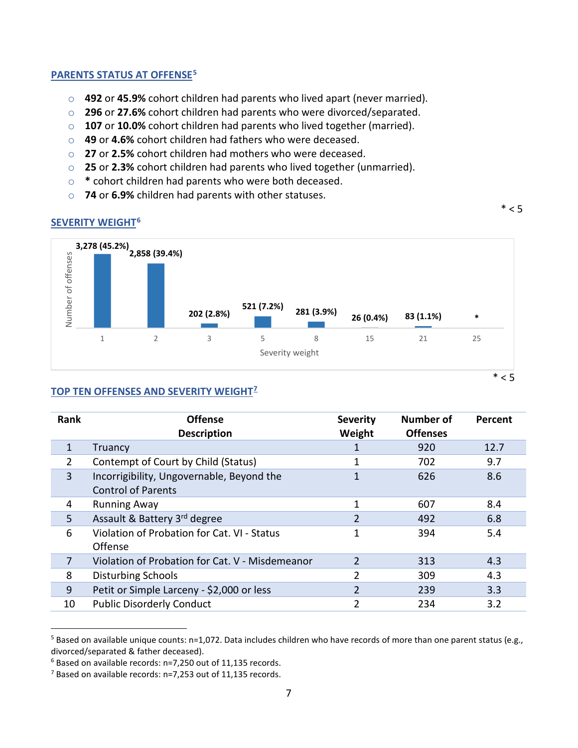## PARENTS STATUS AT OFFENSE[5]

- **492** or **45.9%** cohort children had parents who lived apart (never married).
- **296** or **27.6%** cohort children had parents who were divorced/separated.
- **107** or **10.0%** cohort children had parents who lived together (married).
- **49** or **4.6%** cohort children had fathers who were deceased.
- **27** or **2.5%** cohort children had mothers who were deceased.
- **25** or **2.3%** cohort children had parents who lived together (unmarried).
- **\*** cohort children had parents who were both deceased.
- **74** or **6.9%** children had parents with other statuses.

\* < 5

## SEVERITY WEIGHT[6]

| Severity weight | Number of offenses |
|---|---|
| 1 | 3,278 (45.2%) |
| 2 | 2,858 (39.4%) |
| 3 | 202 (2.8%) |
| 5 | 521 (7.2%) |
| 8 | 281 (3.9%) |
| 15 | 26 (0.4%) |
| 21 | 83 (1.1%) |
| 25 | * |

\* < 5

## TOP TEN OFFENSES AND SEVERITY WEIGHT[7]

| Rank | Offense Description | Severity Weight | Number of Offenses | Percent |
|---|---|---|---|---|
| 1 | Truancy | 1 | 920 | 12.7 |
| 2 | Contempt of Court by Child (Status) | 1 | 702 | 9.7 |
| 3 | Incorrigibility, Ungovernable, Beyond the Control of Parents | 1 | 626 | 8.6 |
| 4 | Running Away | 1 | 607 | 8.4 |
| 5 | Assault & Battery 3rd degree | 2 | 492 | 6.8 |
| 6 | Violation of Probation for Cat. VI - Status Offense | 1 | 394 | 5.4 |
| 7 | Violation of Probation for Cat. V - Misdemeanor | 2 | 313 | 4.3 |
| 8 | Disturbing Schools | 2 | 309 | 4.3 |
| 9 | Petit or Simple Larceny - $2,000 or less | 2 | 239 | 3.3 |
| 10 | Public Disorderly Conduct | 2 | 234 | 3.2 |

---

[5] Based on available unique counts: n=1,072. Data includes children who have records of more than one parent status (e.g., divorced/separated & father deceased).

[6] Based on available records: n=7,250 out of 11,135 records.

[7] Based on available records: n=7,253 out of 11,135 records.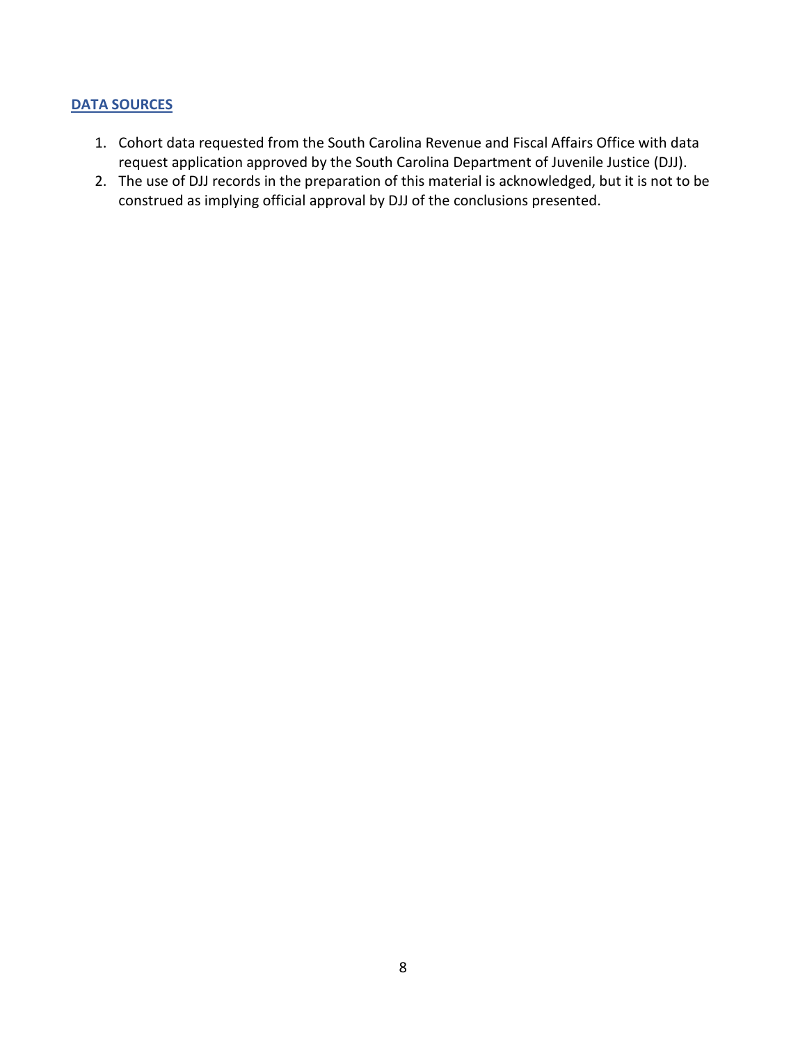## DATA SOURCES

1. Cohort data requested from the South Carolina Revenue and Fiscal Affairs Office with data request application approved by the South Carolina Department of Juvenile Justice (DJJ).
2. The use of DJJ records in the preparation of this material is acknowledged, but it is not to be construed as implying official approval by DJJ of the conclusions presented.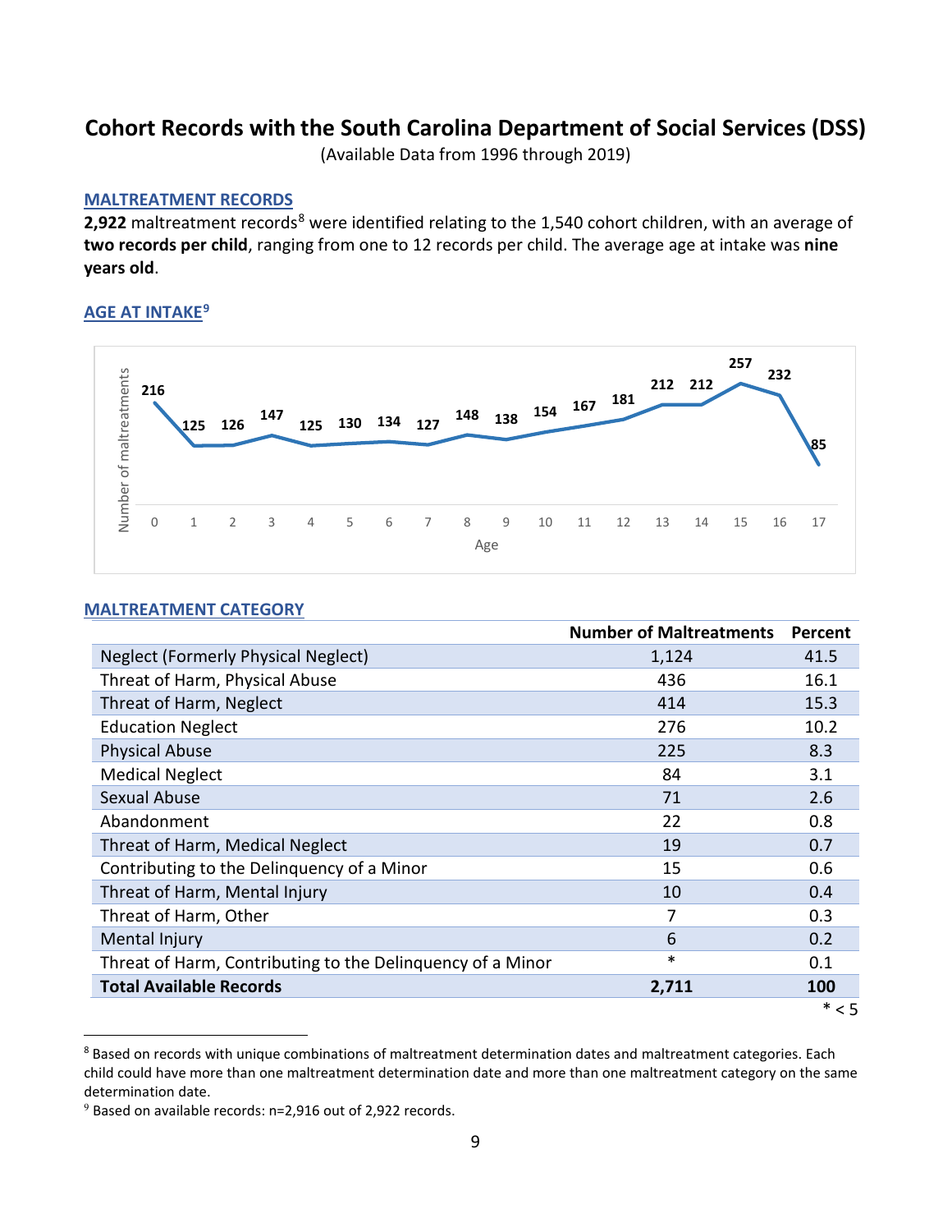# Cohort Records with the South Carolina Department of Social Services (DSS)

(Available Data from 1996 through 2019)

## MALTREATMENT RECORDS

**2,922** maltreatment records[8] were identified relating to the 1,540 cohort children, with an average of **two records per child**, ranging from one to 12 records per child. The average age at intake was **nine years old**.

## AGE AT INTAKE[9]

| Age | 0 | 1 | 2 | 3 | 4 | 5 | 6 | 7 | 8 | 9 | 10 | 11 | 12 | 13 | 14 | 15 | 16 | 17 |
|---|---|---|---|---|---|---|---|---|---|---|---|---|---|---|---|---|---|---|
| Number of maltreatments | 216 | 125 | 126 | 147 | 125 | 130 | 134 | 127 | 148 | 138 | 154 | 167 | 181 | 212 | 212 | 257 | 232 | 85 |

## MALTREATMENT CATEGORY

| | Number of Maltreatments | Percent |
|---|---|---|
| Neglect (Formerly Physical Neglect) | 1,124 | 41.5 |
| Threat of Harm, Physical Abuse | 436 | 16.1 |
| Threat of Harm, Neglect | 414 | 15.3 |
| Education Neglect | 276 | 10.2 |
| Physical Abuse | 225 | 8.3 |
| Medical Neglect | 84 | 3.1 |
| Sexual Abuse | 71 | 2.6 |
| Abandonment | 22 | 0.8 |
| Threat of Harm, Medical Neglect | 19 | 0.7 |
| Contributing to the Delinquency of a Minor | 15 | 0.6 |
| Threat of Harm, Mental Injury | 10 | 0.4 |
| Threat of Harm, Other | 7 | 0.3 |
| Mental Injury | 6 | 0.2 |
| Threat of Harm, Contributing to the Delinquency of a Minor | * | 0.1 |
| **Total Available Records** | **2,711** | **100** |

* < 5

---

[8] Based on records with unique combinations of maltreatment determination dates and maltreatment categories. Each child could have more than one maltreatment determination date and more than one maltreatment category on the same determination date.

[9] Based on available records: n=2,916 out of 2,922 records.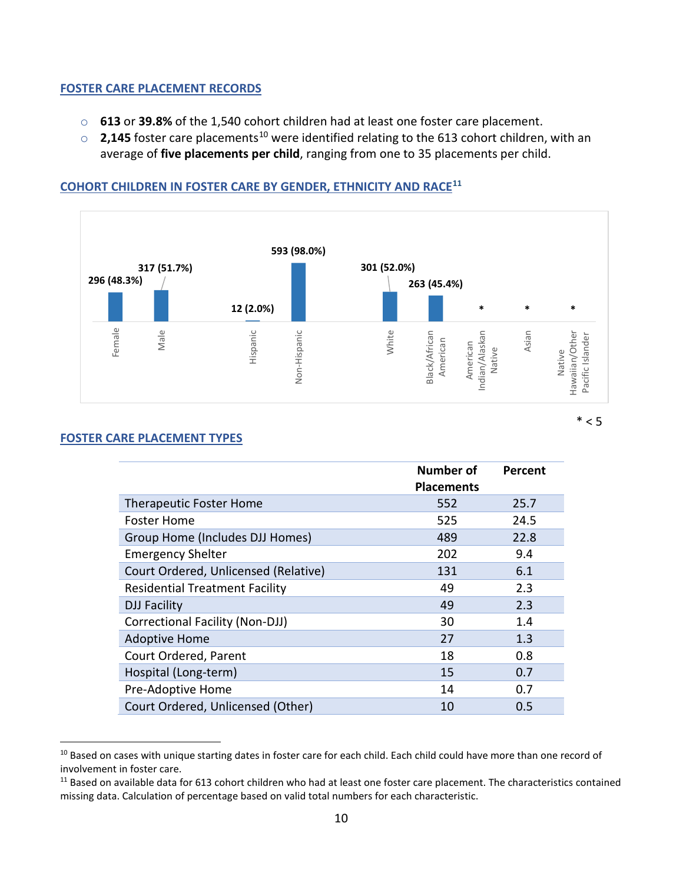## FOSTER CARE PLACEMENT RECORDS

- **613** or **39.8%** of the 1,540 cohort children had at least one foster care placement.
- **2,145** foster care placements[10] were identified relating to the 613 cohort children, with an average of **five placements per child**, ranging from one to 35 placements per child.

## COHORT CHILDREN IN FOSTER CARE BY GENDER, ETHNICITY AND RACE[11]

| Category | Count (%) |
|---|---|
| Female | 296 (48.3%) |
| Male | 317 (51.7%) |
| Hispanic | 12 (2.0%) |
| Non-Hispanic | 593 (98.0%) |
| White | 301 (52.0%) |
| Black/African American | 263 (45.4%) |
| American Indian/Alaskan Native | * |
| Asian | * |
| Native Hawaiian/Other Pacific Islander | * |

\* < 5

## FOSTER CARE PLACEMENT TYPES

| | Number of Placements | Percent |
|---|---|---|
| Therapeutic Foster Home | 552 | 25.7 |
| Foster Home | 525 | 24.5 |
| Group Home (Includes DJJ Homes) | 489 | 22.8 |
| Emergency Shelter | 202 | 9.4 |
| Court Ordered, Unlicensed (Relative) | 131 | 6.1 |
| Residential Treatment Facility | 49 | 2.3 |
| DJJ Facility | 49 | 2.3 |
| Correctional Facility (Non-DJJ) | 30 | 1.4 |
| Adoptive Home | 27 | 1.3 |
| Court Ordered, Parent | 18 | 0.8 |
| Hospital (Long-term) | 15 | 0.7 |
| Pre-Adoptive Home | 14 | 0.7 |
| Court Ordered, Unlicensed (Other) | 10 | 0.5 |

[10] Based on cases with unique starting dates in foster care for each child. Each child could have more than one record of involvement in foster care.

[11] Based on available data for 613 cohort children who had at least one foster care placement. The characteristics contained missing data. Calculation of percentage based on valid total numbers for each characteristic.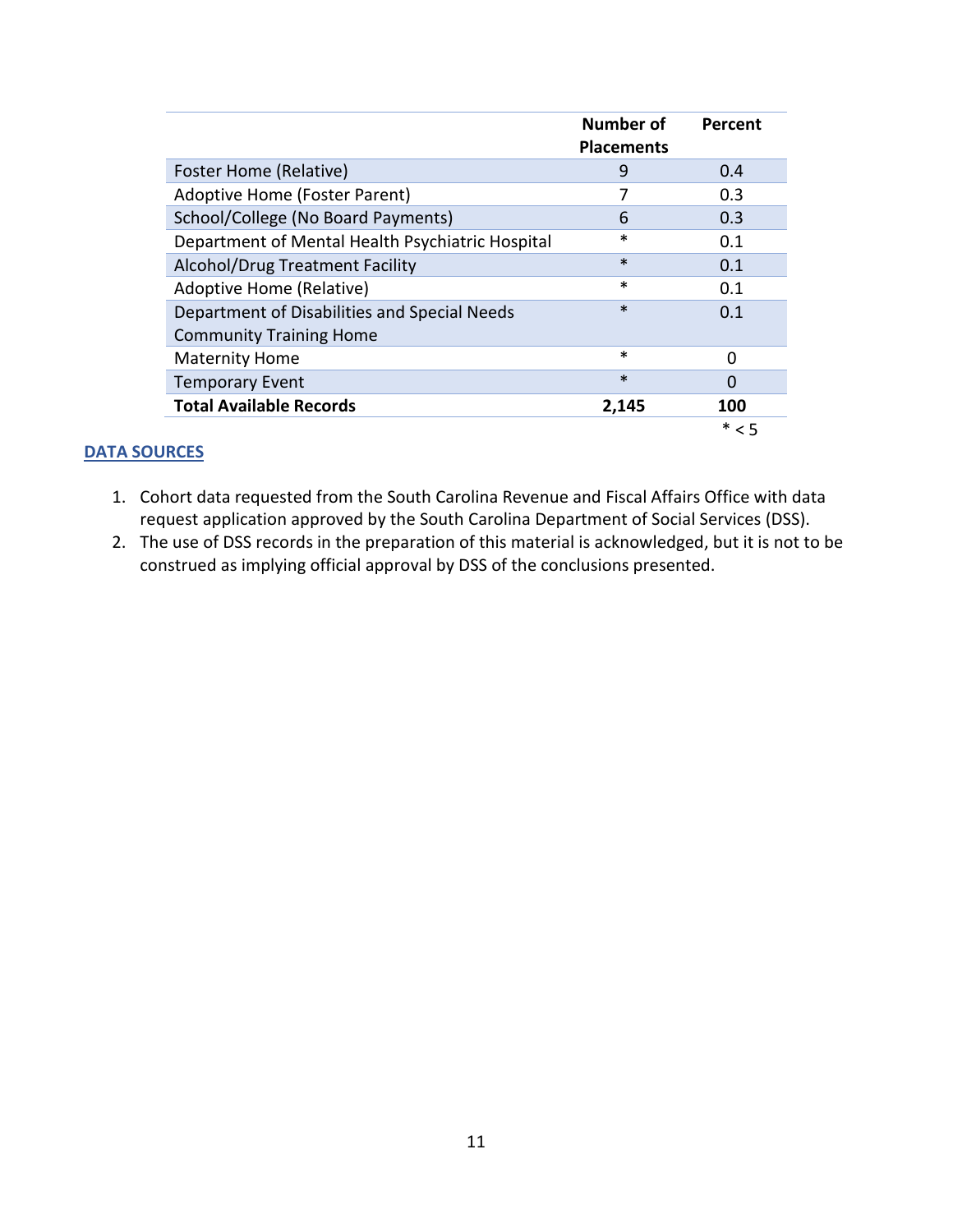| | Number of Placements | Percent |
|---|---|---|
| Foster Home (Relative) | 9 | 0.4 |
| Adoptive Home (Foster Parent) | 7 | 0.3 |
| School/College (No Board Payments) | 6 | 0.3 |
| Department of Mental Health Psychiatric Hospital | * | 0.1 |
| Alcohol/Drug Treatment Facility | * | 0.1 |
| Adoptive Home (Relative) | * | 0.1 |
| Department of Disabilities and Special Needs Community Training Home | * | 0.1 |
| Maternity Home | * | 0 |
| Temporary Event | * | 0 |
| **Total Available Records** | **2,145** | **100** |

* < 5

## DATA SOURCES

1. Cohort data requested from the South Carolina Revenue and Fiscal Affairs Office with data request application approved by the South Carolina Department of Social Services (DSS).
2. The use of DSS records in the preparation of this material is acknowledged, but it is not to be construed as implying official approval by DSS of the conclusions presented.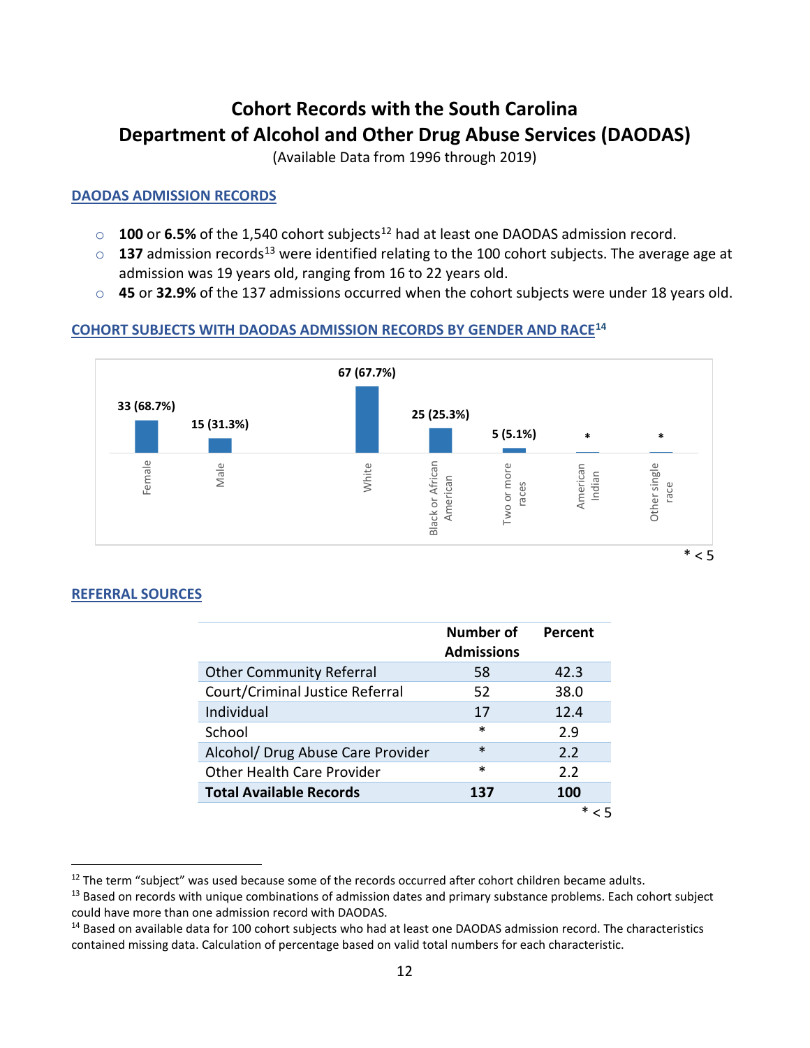# Cohort Records with the South Carolina Department of Alcohol and Other Drug Abuse Services (DAODAS)

(Available Data from 1996 through 2019)

## DAODAS ADMISSION RECORDS

- **100** or **6.5%** of the 1,540 cohort subjects[12] had at least one DAODAS admission record.
- **137** admission records[13] were identified relating to the 100 cohort subjects. The average age at admission was 19 years old, ranging from 16 to 22 years old.
- **45** or **32.9%** of the 137 admissions occurred when the cohort subjects were under 18 years old.

## COHORT SUBJECTS WITH DAODAS ADMISSION RECORDS BY GENDER AND RACE[14]

| | Count (%) |
|---|---|
| Female | 33 (68.7%) |
| Male | 15 (31.3%) |
| White | 67 (67.7%) |
| Black or African American | 25 (25.3%) |
| Two or more races | 5 (5.1%) |
| American Indian | * |
| Other single race | * |

* < 5

## REFERRAL SOURCES

| | Number of Admissions | Percent |
|---|---|---|
| Other Community Referral | 58 | 42.3 |
| Court/Criminal Justice Referral | 52 | 38.0 |
| Individual | 17 | 12.4 |
| School | * | 2.9 |
| Alcohol/ Drug Abuse Care Provider | * | 2.2 |
| Other Health Care Provider | * | 2.2 |
| **Total Available Records** | **137** | **100** |

* < 5

---

[12] The term "subject" was used because some of the records occurred after cohort children became adults.

[13] Based on records with unique combinations of admission dates and primary substance problems. Each cohort subject could have more than one admission record with DAODAS.

[14] Based on available data for 100 cohort subjects who had at least one DAODAS admission record. The characteristics contained missing data. Calculation of percentage based on valid total numbers for each characteristic.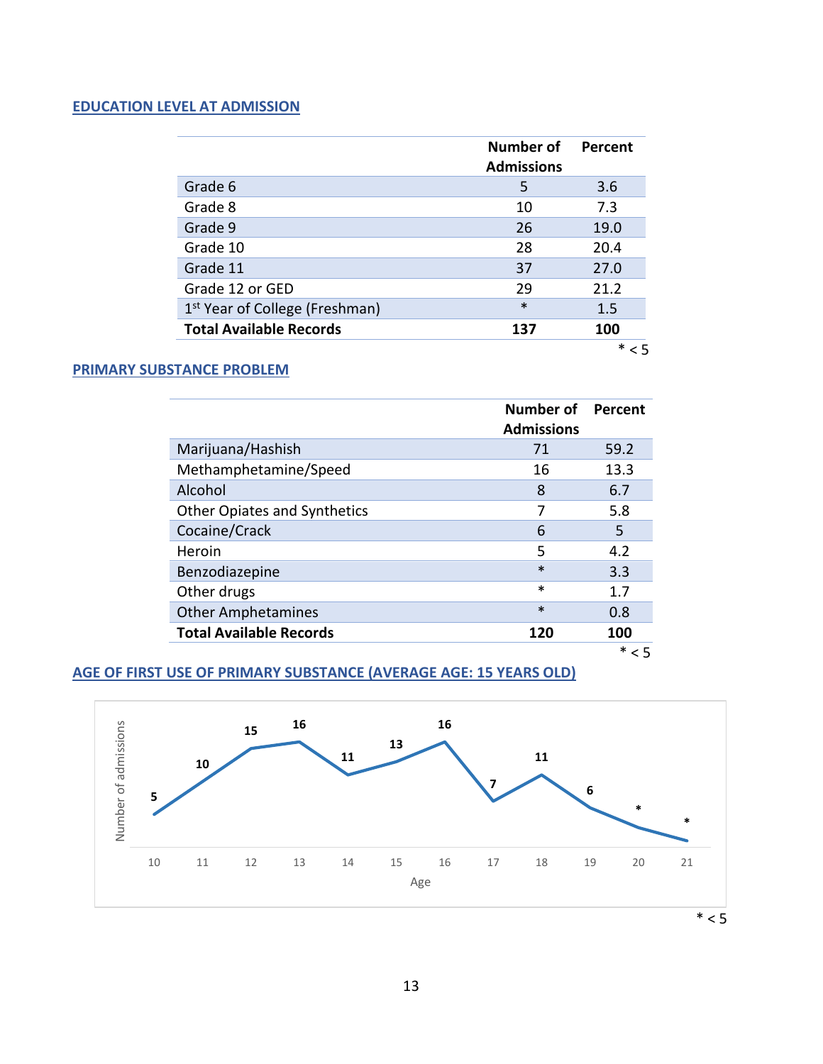## EDUCATION LEVEL AT ADMISSION

| | Number of Admissions | Percent |
|---|---|---|
| Grade 6 | 5 | 3.6 |
| Grade 8 | 10 | 7.3 |
| Grade 9 | 26 | 19.0 |
| Grade 10 | 28 | 20.4 |
| Grade 11 | 37 | 27.0 |
| Grade 12 or GED | 29 | 21.2 |
| 1st Year of College (Freshman) | * | 1.5 |
| **Total Available Records** | **137** | **100** |

* < 5

## PRIMARY SUBSTANCE PROBLEM

| | Number of Admissions | Percent |
|---|---|---|
| Marijuana/Hashish | 71 | 59.2 |
| Methamphetamine/Speed | 16 | 13.3 |
| Alcohol | 8 | 6.7 |
| Other Opiates and Synthetics | 7 | 5.8 |
| Cocaine/Crack | 6 | 5 |
| Heroin | 5 | 4.2 |
| Benzodiazepine | * | 3.3 |
| Other drugs | * | 1.7 |
| Other Amphetamines | * | 0.8 |
| **Total Available Records** | **120** | **100** |

* < 5

## AGE OF FIRST USE OF PRIMARY SUBSTANCE (AVERAGE AGE: 15 YEARS OLD)

| Age | 10 | 11 | 12 | 13 | 14 | 15 | 16 | 17 | 18 | 19 | 20 | 21 |
|---|---|---|---|---|---|---|---|---|---|---|---|---|
| Number of admissions | 5 | 10 | 15 | 16 | 11 | 13 | 16 | 7 | 11 | 6 | * | * |

* < 5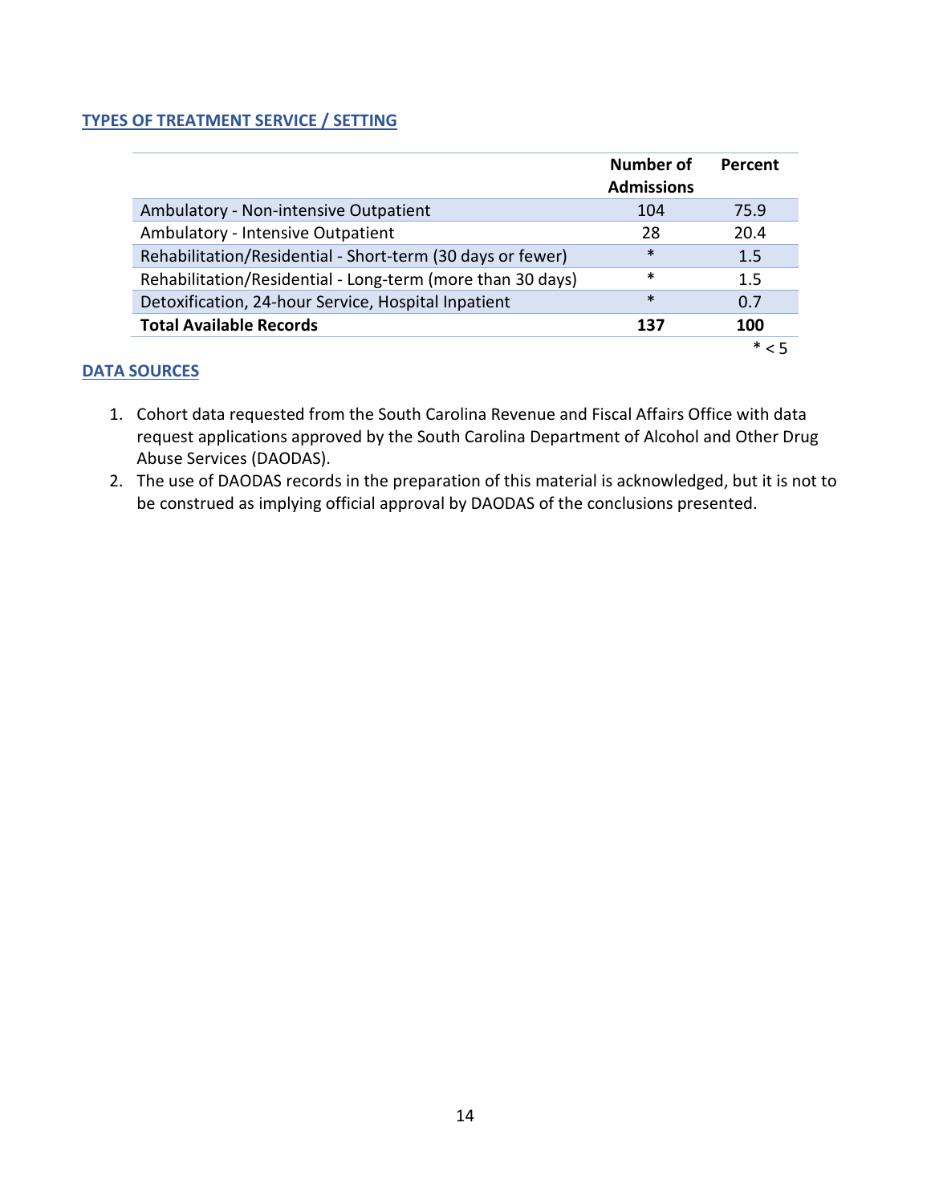## TYPES OF TREATMENT SERVICE / SETTING

| | Number of Admissions | Percent |
|---|---|---|
| Ambulatory - Non-intensive Outpatient | 104 | 75.9 |
| Ambulatory - Intensive Outpatient | 28 | 20.4 |
| Rehabilitation/Residential - Short-term (30 days or fewer) | * | 1.5 |
| Rehabilitation/Residential - Long-term (more than 30 days) | * | 1.5 |
| Detoxification, 24-hour Service, Hospital Inpatient | * | 0.7 |
| **Total Available Records** | **137** | **100** |

* < 5

## DATA SOURCES

1. Cohort data requested from the South Carolina Revenue and Fiscal Affairs Office with data request applications approved by the South Carolina Department of Alcohol and Other Drug Abuse Services (DAODAS).
2. The use of DAODAS records in the preparation of this material is acknowledged, but it is not to be construed as implying official approval by DAODAS of the conclusions presented.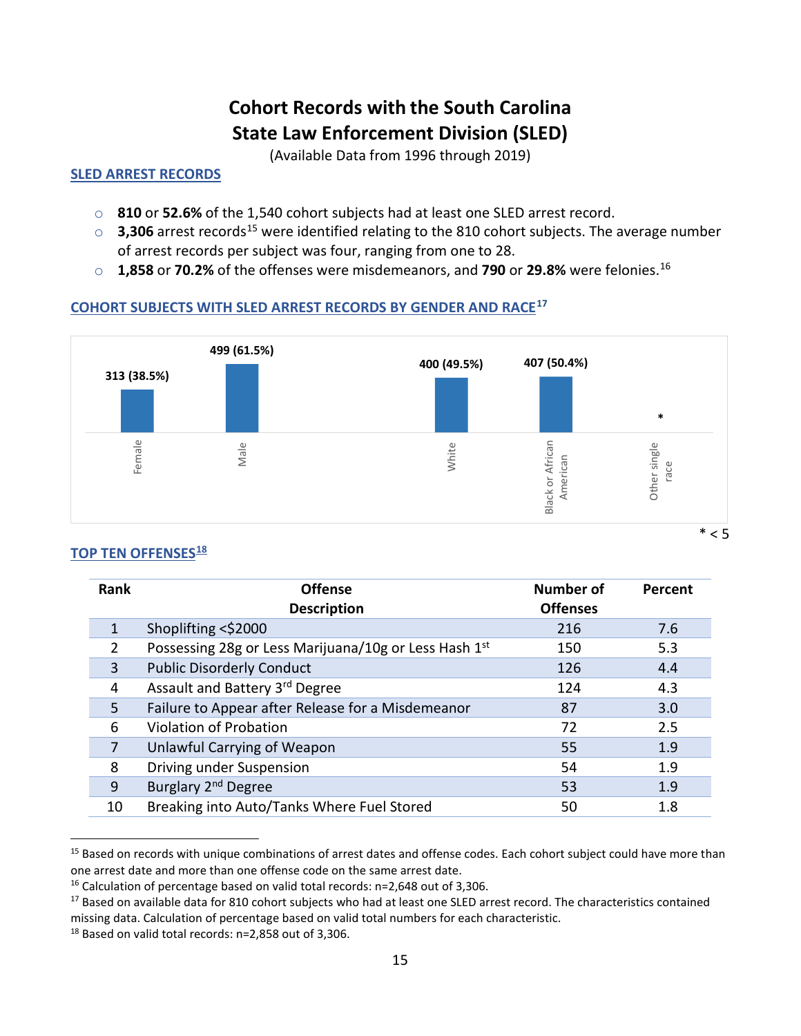# Cohort Records with the South Carolina State Law Enforcement Division (SLED)

(Available Data from 1996 through 2019)

## SLED ARREST RECORDS

- **810** or **52.6%** of the 1,540 cohort subjects had at least one SLED arrest record.
- **3,306** arrest records[15] were identified relating to the 810 cohort subjects. The average number of arrest records per subject was four, ranging from one to 28.
- **1,858** or **70.2%** of the offenses were misdemeanors, and **790** or **29.8%** were felonies.[16]

## COHORT SUBJECTS WITH SLED ARREST RECORDS BY GENDER AND RACE[17]

| Characteristic | Count (Percent) |
|---|---|
| Female | 313 (38.5%) |
| Male | 499 (61.5%) |
| White | 400 (49.5%) |
| Black or African American | 407 (50.4%) |
| Other single race | * |

* < 5

## TOP TEN OFFENSES[18]

| Rank | Offense Description | Number of Offenses | Percent |
|---|---|---|---|
| 1 | Shoplifting <$2000 | 216 | 7.6 |
| 2 | Possessing 28g or Less Marijuana/10g or Less Hash 1st | 150 | 5.3 |
| 3 | Public Disorderly Conduct | 126 | 4.4 |
| 4 | Assault and Battery 3rd Degree | 124 | 4.3 |
| 5 | Failure to Appear after Release for a Misdemeanor | 87 | 3.0 |
| 6 | Violation of Probation | 72 | 2.5 |
| 7 | Unlawful Carrying of Weapon | 55 | 1.9 |
| 8 | Driving under Suspension | 54 | 1.9 |
| 9 | Burglary 2nd Degree | 53 | 1.9 |
| 10 | Breaking into Auto/Tanks Where Fuel Stored | 50 | 1.8 |

---

[15] Based on records with unique combinations of arrest dates and offense codes. Each cohort subject could have more than one arrest date and more than one offense code on the same arrest date.

[16] Calculation of percentage based on valid total records: n=2,648 out of 3,306.

[17] Based on available data for 810 cohort subjects who had at least one SLED arrest record. The characteristics contained missing data. Calculation of percentage based on valid total numbers for each characteristic.

[18] Based on valid total records: n=2,858 out of 3,306.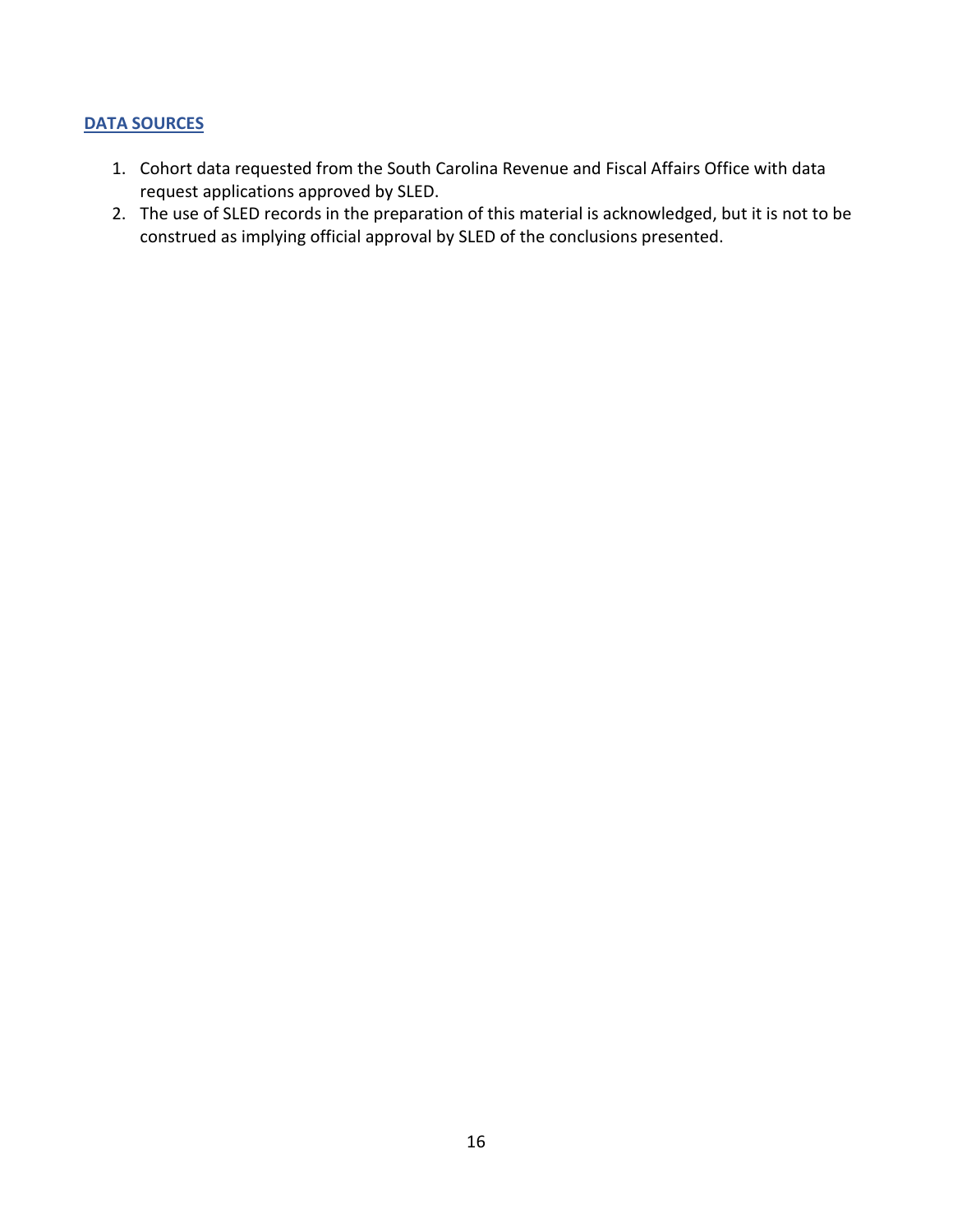## DATA SOURCES

1. Cohort data requested from the South Carolina Revenue and Fiscal Affairs Office with data request applications approved by SLED.
2. The use of SLED records in the preparation of this material is acknowledged, but it is not to be construed as implying official approval by SLED of the conclusions presented.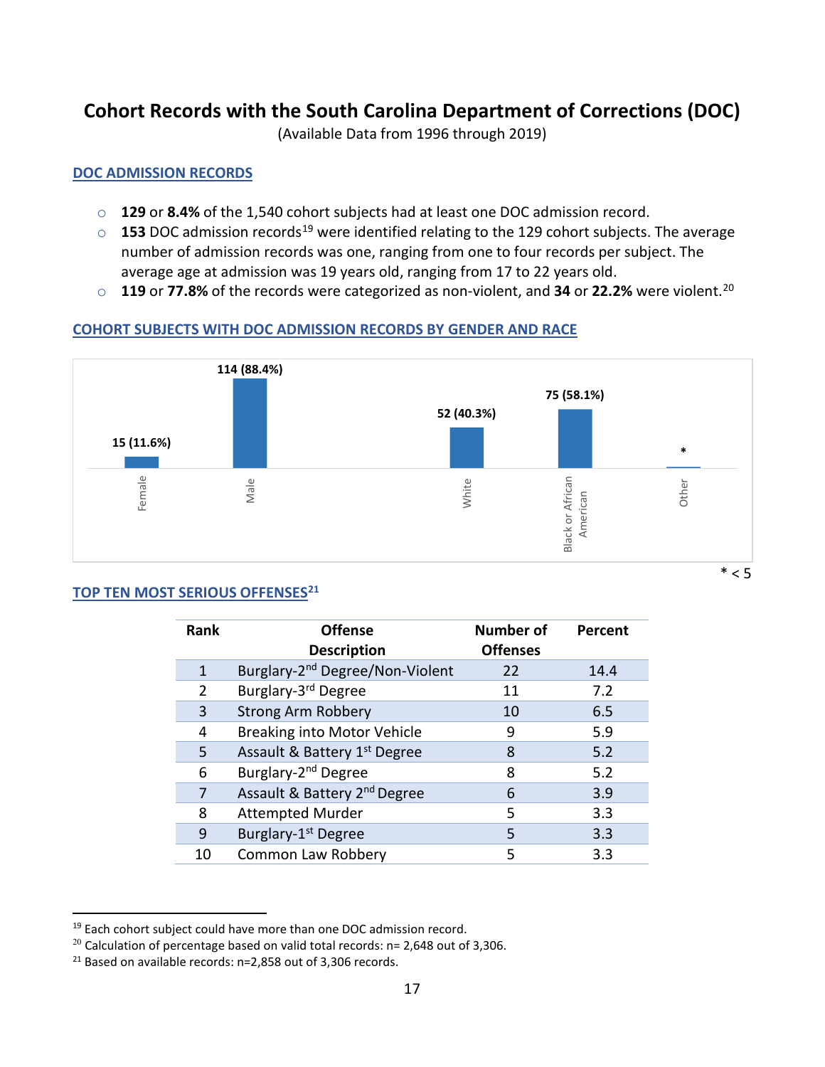# Cohort Records with the South Carolina Department of Corrections (DOC)

(Available Data from 1996 through 2019)

## DOC ADMISSION RECORDS

- **129** or **8.4%** of the 1,540 cohort subjects had at least one DOC admission record.
- **153** DOC admission records[19] were identified relating to the 129 cohort subjects. The average number of admission records was one, ranging from one to four records per subject. The average age at admission was 19 years old, ranging from 17 to 22 years old.
- **119** or **77.8%** of the records were categorized as non-violent, and **34** or **22.2%** were violent.[20]

## COHORT SUBJECTS WITH DOC ADMISSION RECORDS BY GENDER AND RACE

| Category | Count (Percent) |
|---|---|
| Female | 15 (11.6%) |
| Male | 114 (88.4%) |
| White | 52 (40.3%) |
| Black or African American | 75 (58.1%) |
| Other | * |

* < 5

## TOP TEN MOST SERIOUS OFFENSES[21]

| Rank | Offense Description | Number of Offenses | Percent |
|---|---|---|---|
| 1 | Burglary-2nd Degree/Non-Violent | 22 | 14.4 |
| 2 | Burglary-3rd Degree | 11 | 7.2 |
| 3 | Strong Arm Robbery | 10 | 6.5 |
| 4 | Breaking into Motor Vehicle | 9 | 5.9 |
| 5 | Assault & Battery 1st Degree | 8 | 5.2 |
| 6 | Burglary-2nd Degree | 8 | 5.2 |
| 7 | Assault & Battery 2nd Degree | 6 | 3.9 |
| 8 | Attempted Murder | 5 | 3.3 |
| 9 | Burglary-1st Degree | 5 | 3.3 |
| 10 | Common Law Robbery | 5 | 3.3 |

[19] Each cohort subject could have more than one DOC admission record.

[20] Calculation of percentage based on valid total records: n= 2,648 out of 3,306.

[21] Based on available records: n=2,858 out of 3,306 records.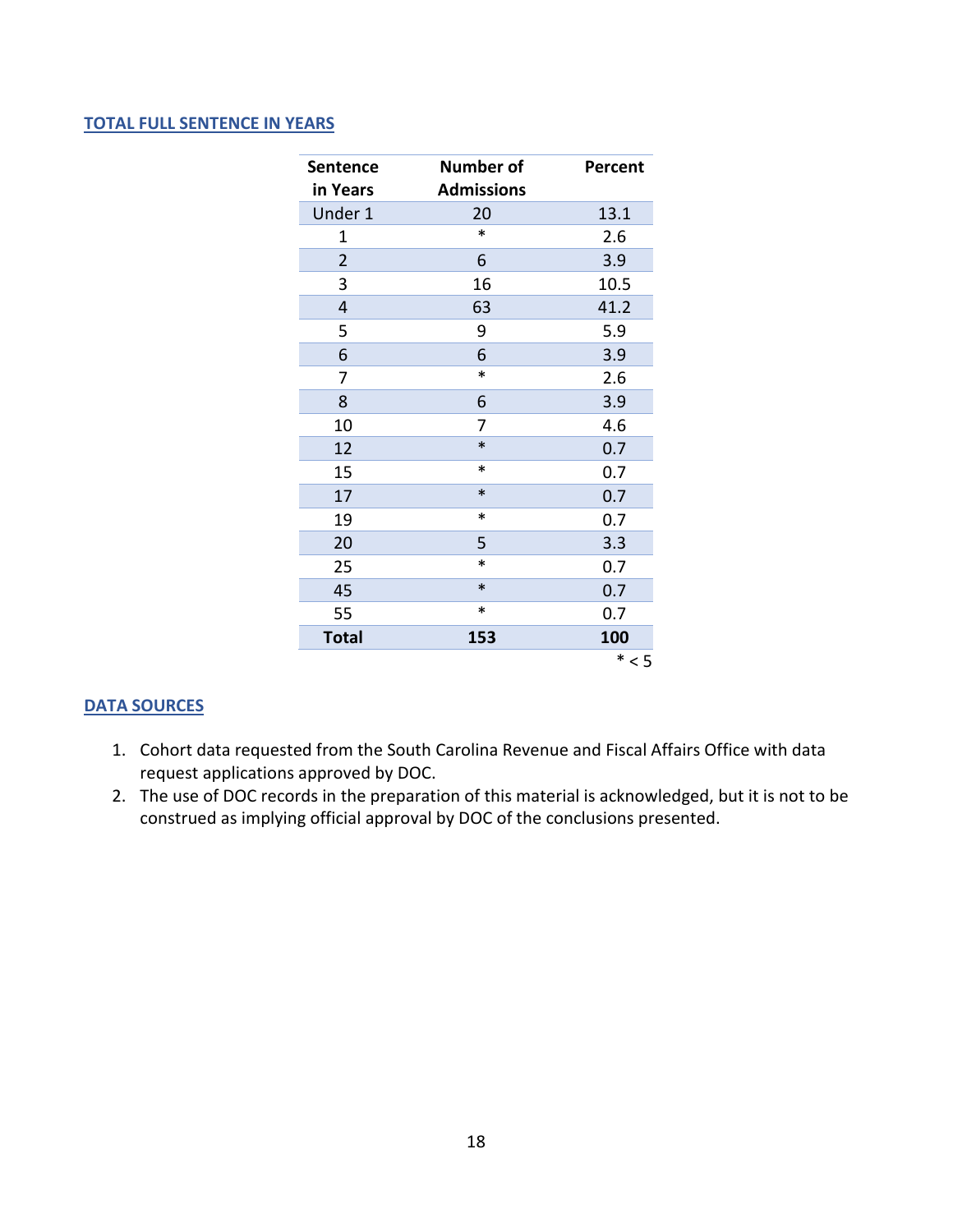## TOTAL FULL SENTENCE IN YEARS

| Sentence in Years | Number of Admissions | Percent |
|---|---|---|
| Under 1 | 20 | 13.1 |
| 1 | * | 2.6 |
| 2 | 6 | 3.9 |
| 3 | 16 | 10.5 |
| 4 | 63 | 41.2 |
| 5 | 9 | 5.9 |
| 6 | 6 | 3.9 |
| 7 | * | 2.6 |
| 8 | 6 | 3.9 |
| 10 | 7 | 4.6 |
| 12 | * | 0.7 |
| 15 | * | 0.7 |
| 17 | * | 0.7 |
| 19 | * | 0.7 |
| 20 | 5 | 3.3 |
| 25 | * | 0.7 |
| 45 | * | 0.7 |
| 55 | * | 0.7 |
| **Total** | **153** | **100** |

* < 5

## DATA SOURCES

1. Cohort data requested from the South Carolina Revenue and Fiscal Affairs Office with data request applications approved by DOC.
2. The use of DOC records in the preparation of this material is acknowledged, but it is not to be construed as implying official approval by DOC of the conclusions presented.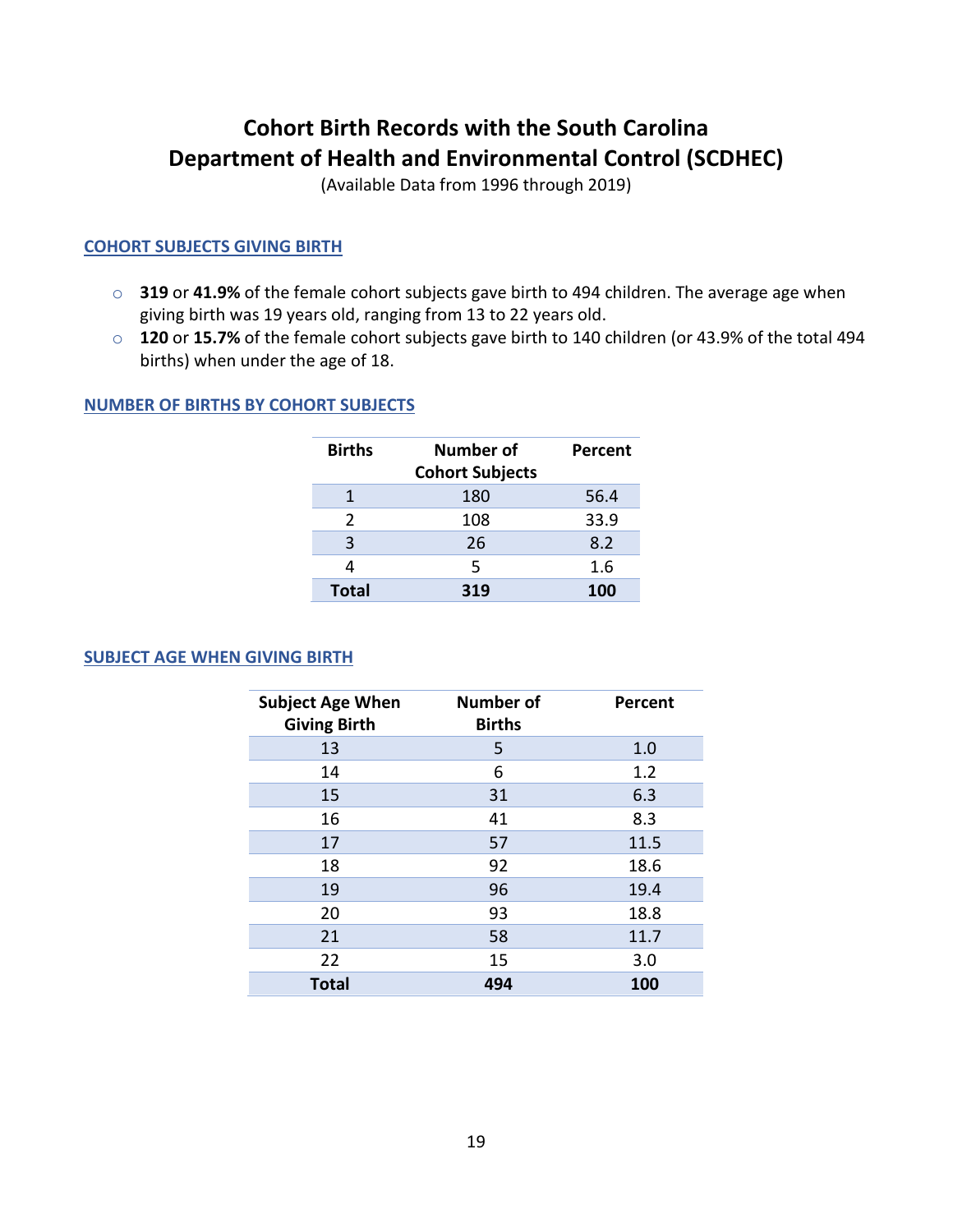# Cohort Birth Records with the South Carolina Department of Health and Environmental Control (SCDHEC)

(Available Data from 1996 through 2019)

## COHORT SUBJECTS GIVING BIRTH

- **319** or **41.9%** of the female cohort subjects gave birth to 494 children. The average age when giving birth was 19 years old, ranging from 13 to 22 years old.
- **120** or **15.7%** of the female cohort subjects gave birth to 140 children (or 43.9% of the total 494 births) when under the age of 18.

## NUMBER OF BIRTHS BY COHORT SUBJECTS

| Births | Number of Cohort Subjects | Percent |
|---|---|---|
| 1 | 180 | 56.4 |
| 2 | 108 | 33.9 |
| 3 | 26 | 8.2 |
| 4 | 5 | 1.6 |
| **Total** | **319** | **100** |

## SUBJECT AGE WHEN GIVING BIRTH

| Subject Age When Giving Birth | Number of Births | Percent |
|---|---|---|
| 13 | 5 | 1.0 |
| 14 | 6 | 1.2 |
| 15 | 31 | 6.3 |
| 16 | 41 | 8.3 |
| 17 | 57 | 11.5 |
| 18 | 92 | 18.6 |
| 19 | 96 | 19.4 |
| 20 | 93 | 18.8 |
| 21 | 58 | 11.7 |
| 22 | 15 | 3.0 |
| **Total** | **494** | **100** |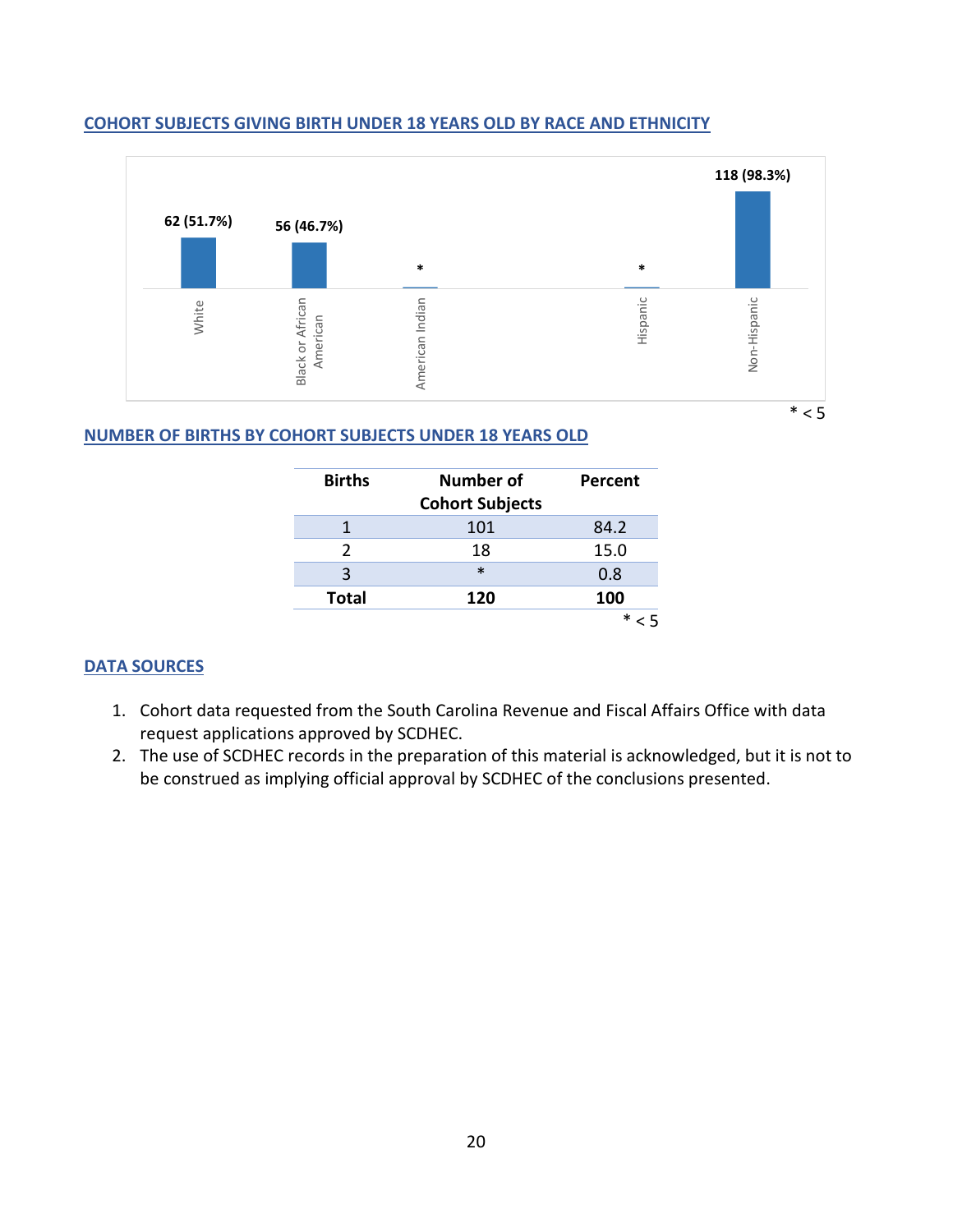## COHORT SUBJECTS GIVING BIRTH UNDER 18 YEARS OLD BY RACE AND ETHNICITY

| Category | Count |
|---|---|
| White | 62 (51.7%) |
| Black or African American | 56 (46.7%) |
| American Indian | * |
| Hispanic | * |
| Non-Hispanic | 118 (98.3%) |

\* < 5

## NUMBER OF BIRTHS BY COHORT SUBJECTS UNDER 18 YEARS OLD

| Births | Number of Cohort Subjects | Percent |
|---|---|---|
| 1 | 101 | 84.2 |
| 2 | 18 | 15.0 |
| 3 | * | 0.8 |
| **Total** | **120** | **100** |

\* < 5

## DATA SOURCES

1. Cohort data requested from the South Carolina Revenue and Fiscal Affairs Office with data request applications approved by SCDHEC.
2. The use of SCDHEC records in the preparation of this material is acknowledged, but it is not to be construed as implying official approval by SCDHEC of the conclusions presented.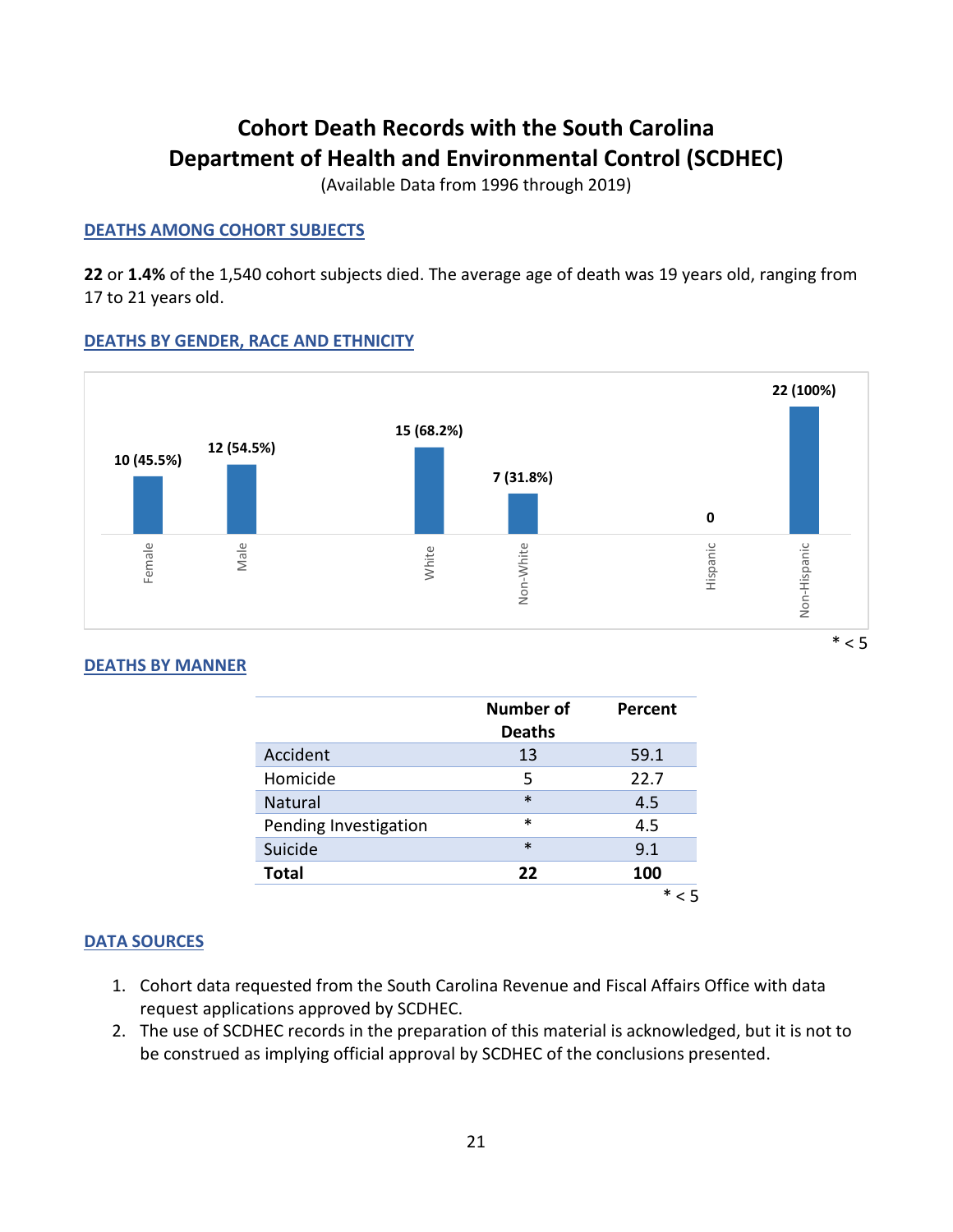# Cohort Death Records with the South Carolina Department of Health and Environmental Control (SCDHEC)

(Available Data from 1996 through 2019)

## DEATHS AMONG COHORT SUBJECTS

**22** or **1.4%** of the 1,540 cohort subjects died. The average age of death was 19 years old, ranging from 17 to 21 years old.

## DEATHS BY GENDER, RACE AND ETHNICITY

10 (45.5%)
12 (54.5%)
15 (68.2%)
7 (31.8%)
0
22 (100%)

Female
Male
White
Non-White
Hispanic
Non-Hispanic

\* < 5

## DEATHS BY MANNER

| | Number of Deaths | Percent |
|---|---|---|
| Accident | 13 | 59.1 |
| Homicide | 5 | 22.7 |
| Natural | * | 4.5 |
| Pending Investigation | * | 4.5 |
| Suicide | * | 9.1 |
| **Total** | **22** | **100** |

\* < 5

## DATA SOURCES

1. Cohort data requested from the South Carolina Revenue and Fiscal Affairs Office with data request applications approved by SCDHEC.
2. The use of SCDHEC records in the preparation of this material is acknowledged, but it is not to be construed as implying official approval by SCDHEC of the conclusions presented.